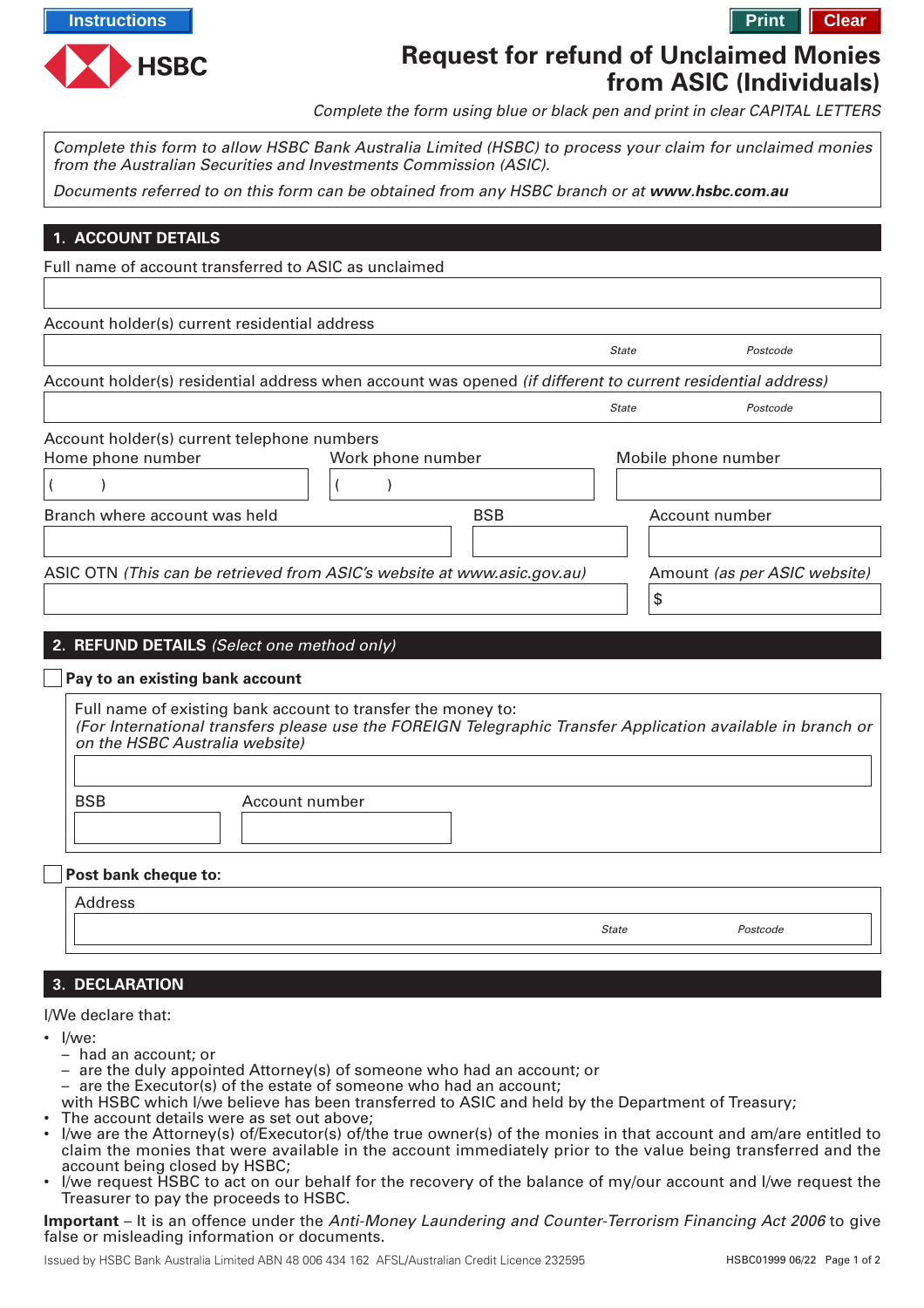Instructions

HSBC

Print | Clear

# Request for refund of Unclaimed Monies from ASIC (Individuals)

*Complete the form using blue or black pen and print in clear CAPITAL LETTERS*

*Complete this form to allow HSBC Bank Australia Limited (HSBC) to process your claim for unclaimed monies from the Australian Securities and Investments Commission (ASIC).*

*Documents referred to on this form can be obtained from any HSBC branch or at* ***www.hsbc.com.au***

## 1. ACCOUNT DETAILS

Full name of account transferred to ASIC as unclaimed

Account holder(s) current residential address

*State* *Postcode*

Account holder(s) residential address when account was opened *(if different to current residential address)*

*State* *Postcode*

Account holder(s) current telephone numbers

Home phone number ( )

Work phone number ( )

Mobile phone number

Branch where account was held

BSB

Account number

ASIC OTN *(This can be retrieved from ASIC's website at www.asic.gov.au)*

Amount *(as per ASIC website)* $

## 2. REFUND DETAILS *(Select one method only)*

☐ **Pay to an existing bank account**

Full name of existing bank account to transfer the money to:
*(For International transfers please use the FOREIGN Telegraphic Transfer Application available in branch or on the HSBC Australia website)*

BSB

Account number

☐ **Post bank cheque to:**

Address

*State* *Postcode*

## 3. DECLARATION

I/We declare that:

- I/we:
  - had an account; or
  - are the duly appointed Attorney(s) of someone who had an account; or
  - are the Executor(s) of the estate of someone who had an account;

  with HSBC which I/we believe has been transferred to ASIC and held by the Department of Treasury;
- The account details were as set out above;
- I/we are the Attorney(s) of/Executor(s) of/the true owner(s) of the monies in that account and am/are entitled to claim the monies that were available in the account immediately prior to the value being transferred and the account being closed by HSBC;
- I/we request HSBC to act on our behalf for the recovery of the balance of my/our account and I/we request the Treasurer to pay the proceeds to HSBC.

**Important** – It is an offence under the *Anti-Money Laundering and Counter-Terrorism Financing Act 2006* to give false or misleading information or documents.

Issued by HSBC Bank Australia Limited ABN 48 006 434 162 AFSL/Australian Credit Licence 232595

HSBC01999 06/22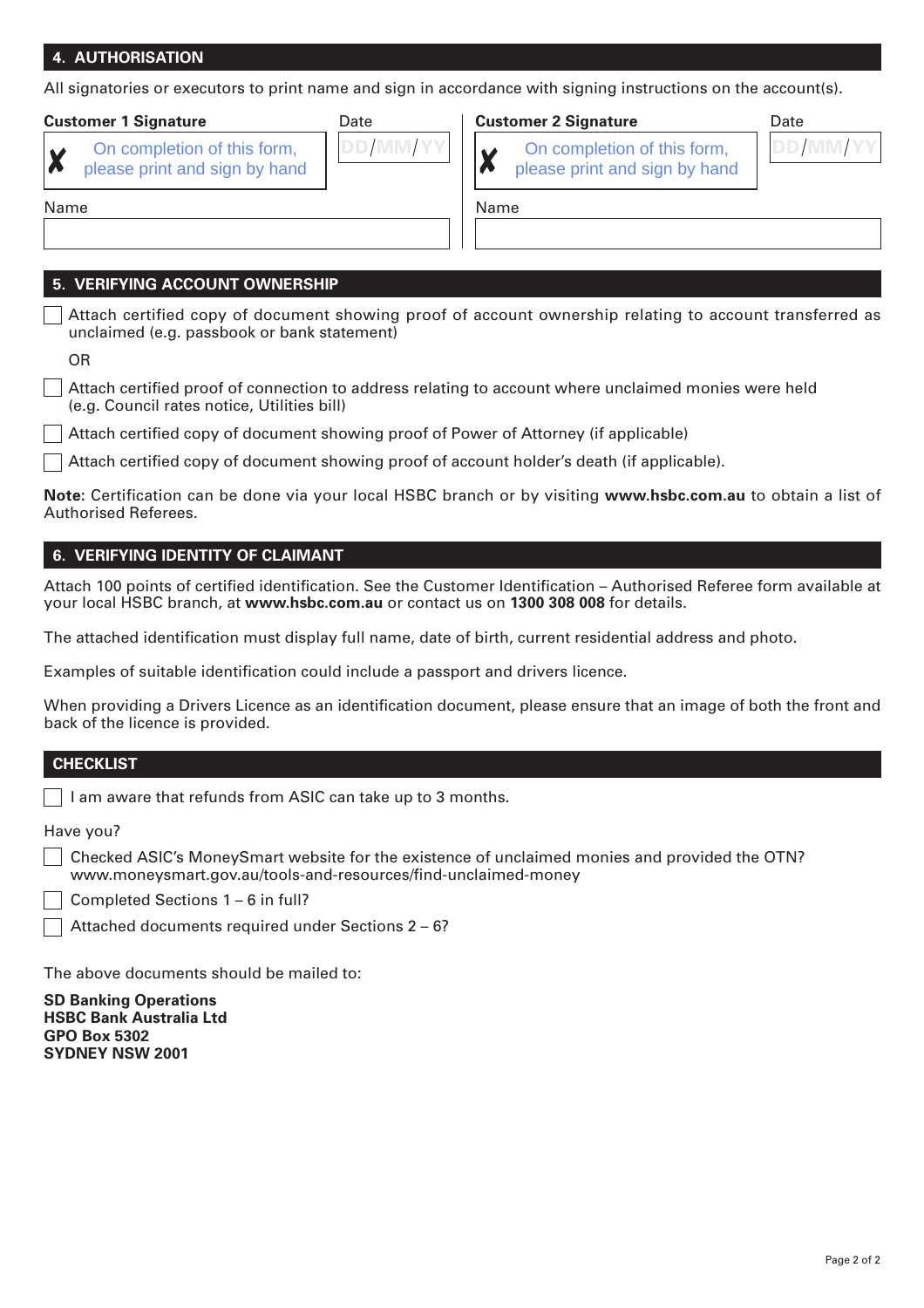## 4. AUTHORISATION

All signatories or executors to print name and sign in accordance with signing instructions on the account(s).

**Customer 1 Signature**

✗ On completion of this form, please print and sign by hand

Date DD/MM/YY

Name

**Customer 2 Signature**

✗ On completion of this form, please print and sign by hand

Date DD/MM/YY

Name

## 5. VERIFYING ACCOUNT OWNERSHIP

- [ ] Attach certified copy of document showing proof of account ownership relating to account transferred as unclaimed (e.g. passbook or bank statement)

OR

- [ ] Attach certified proof of connection to address relating to account where unclaimed monies were held (e.g. Council rates notice, Utilities bill)
- [ ] Attach certified copy of document showing proof of Power of Attorney (if applicable)
- [ ] Attach certified copy of document showing proof of account holder's death (if applicable).

**Note:** Certification can be done via your local HSBC branch or by visiting **www.hsbc.com.au** to obtain a list of Authorised Referees.

## 6. VERIFYING IDENTITY OF CLAIMANT

Attach 100 points of certified identification. See the Customer Identification – Authorised Referee form available at your local HSBC branch, at **www.hsbc.com.au** or contact us on **1300 308 008** for details.

The attached identification must display full name, date of birth, current residential address and photo.

Examples of suitable identification could include a passport and drivers licence.

When providing a Drivers Licence as an identification document, please ensure that an image of both the front and back of the licence is provided.

## CHECKLIST

- [ ] I am aware that refunds from ASIC can take up to 3 months.

Have you?

- [ ] Checked ASIC's MoneySmart website for the existence of unclaimed monies and provided the OTN? www.moneysmart.gov.au/tools-and-resources/find-unclaimed-money
- [ ] Completed Sections 1 – 6 in full?
- [ ] Attached documents required under Sections 2 – 6?

The above documents should be mailed to:

**SD Banking Operations**
**HSBC Bank Australia Ltd**
**GPO Box 5302**
**SYDNEY NSW 2001**